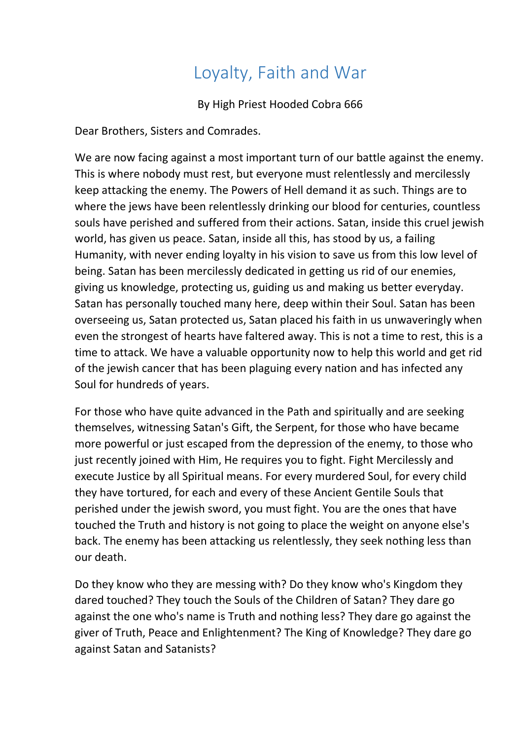# Loyalty, Faith and War

By High Priest Hooded Cobra 666

Dear Brothers, Sisters and Comrades.

We are now facing against a most important turn of our battle against the enemy. This is where nobody must rest, but everyone must relentlessly and mercilessly keep attacking the enemy. The Powers of Hell demand it as such. Things are to where the jews have been relentlessly drinking our blood for centuries, countless souls have perished and suffered from their actions. Satan, inside this cruel jewish world, has given us peace. Satan, inside all this, has stood by us, a failing Humanity, with never ending loyalty in his vision to save us from this low level of being. Satan has been mercilessly dedicated in getting us rid of our enemies, giving us knowledge, protecting us, guiding us and making us better everyday. Satan has personally touched many here, deep within their Soul. Satan has been overseeing us, Satan protected us, Satan placed his faith in us unwaveringly when even the strongest of hearts have faltered away. This is not a time to rest, this is a time to attack. We have a valuable opportunity now to help this world and get rid of the jewish cancer that has been plaguing every nation and has infected any Soul for hundreds of years.

For those who have quite advanced in the Path and spiritually and are seeking themselves, witnessing Satan's Gift, the Serpent, for those who have became more powerful or just escaped from the depression of the enemy, to those who just recently joined with Him, He requires you to fight. Fight Mercilessly and execute Justice by all Spiritual means. For every murdered Soul, for every child they have tortured, for each and every of these Ancient Gentile Souls that perished under the jewish sword, you must fight. You are the ones that have touched the Truth and history is not going to place the weight on anyone else's back. The enemy has been attacking us relentlessly, they seek nothing less than our death.

Do they know who they are messing with? Do they know who's Kingdom they dared touched? They touch the Souls of the Children of Satan? They dare go against the one who's name is Truth and nothing less? They dare go against the giver of Truth, Peace and Enlightenment? The King of Knowledge? They dare go against Satan and Satanists?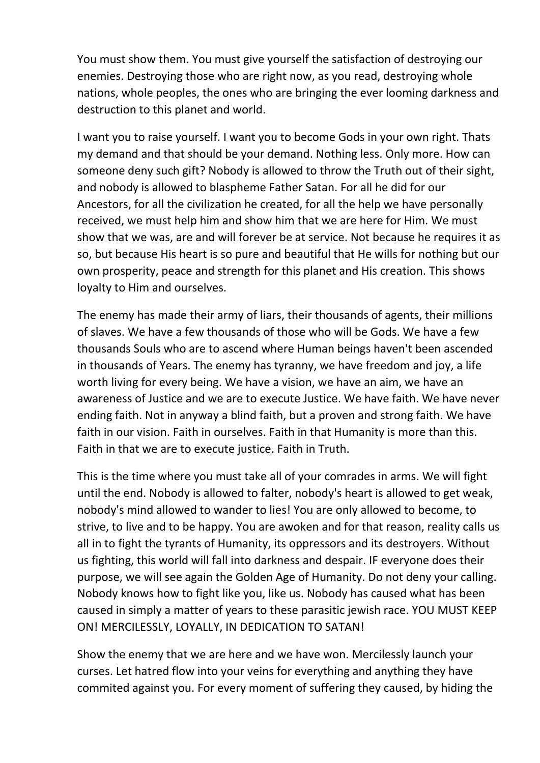You must show them. You must give yourself the satisfaction of destroying our enemies. Destroying those who are right now, as you read, destroying whole nations, whole peoples, the ones who are bringing the ever looming darkness and destruction to this planet and world.

I want you to raise yourself. I want you to become Gods in your own right. Thats my demand and that should be your demand. Nothing less. Only more. How can someone deny such gift? Nobody is allowed to throw the Truth out of their sight, and nobody is allowed to blaspheme Father Satan. For all he did for our Ancestors, for all the civilization he created, for all the help we have personally received, we must help him and show him that we are here for Him. We must show that we was, are and will forever be at service. Not because he requires it as so, but because His heart is so pure and beautiful that He wills for nothing but our own prosperity, peace and strength for this planet and His creation. This shows loyalty to Him and ourselves.

The enemy has made their army of liars, their thousands of agents, their millions of slaves. We have a few thousands of those who will be Gods. We have a few thousands Souls who are to ascend where Human beings haven't been ascended in thousands of Years. The enemy has tyranny, we have freedom and joy, a life worth living for every being. We have a vision, we have an aim, we have an awareness of Justice and we are to execute Justice. We have faith. We have never ending faith. Not in anyway a blind faith, but a proven and strong faith. We have faith in our vision. Faith in ourselves. Faith in that Humanity is more than this. Faith in that we are to execute justice. Faith in Truth.

This is the time where you must take all of your comrades in arms. We will fight until the end. Nobody is allowed to falter, nobody's heart is allowed to get weak, nobody's mind allowed to wander to lies! You are only allowed to become, to strive, to live and to be happy. You are awoken and for that reason, reality calls us all in to fight the tyrants of Humanity, its oppressors and its destroyers. Without us fighting, this world will fall into darkness and despair. IF everyone does their purpose, we will see again the Golden Age of Humanity. Do not deny your calling. Nobody knows how to fight like you, like us. Nobody has caused what has been caused in simply a matter of years to these parasitic jewish race. YOU MUST KEEP ON! MERCILESSLY, LOYALLY, IN DEDICATION TO SATAN!

Show the enemy that we are here and we have won. Mercilessly launch your curses. Let hatred flow into your veins for everything and anything they have commited against you. For every moment of suffering they caused, by hiding the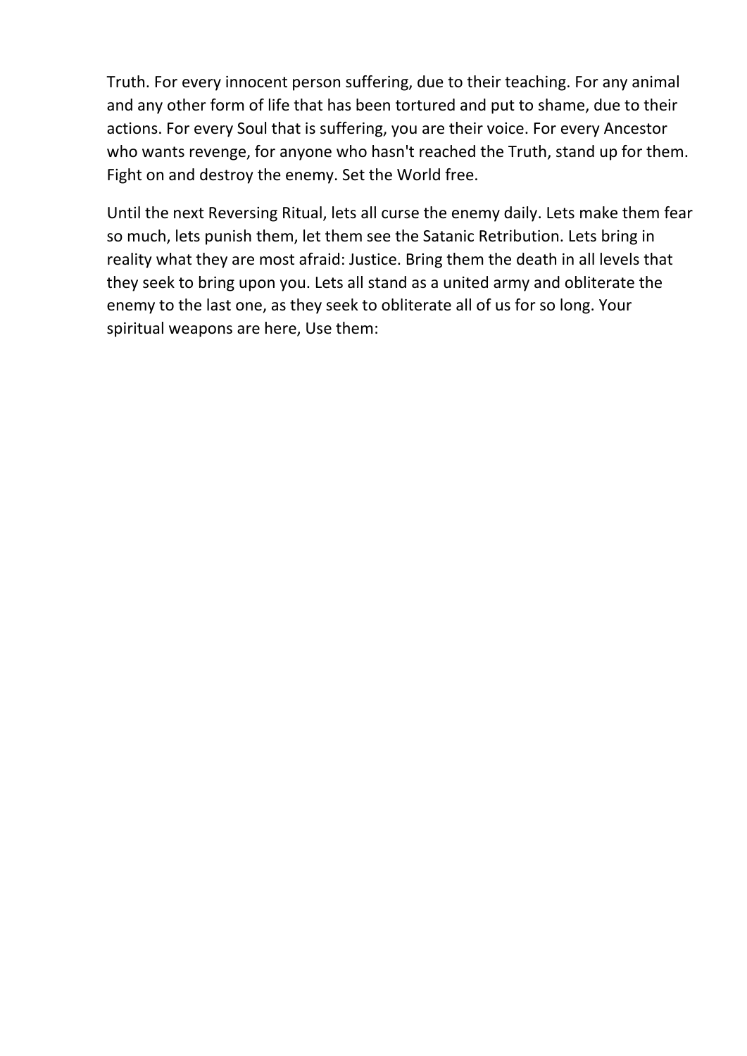Truth. For every innocent person suffering, due to their teaching. For any animal and any other form of life that has been tortured and put to shame, due to their actions. For every Soul that is suffering, you are their voice. For every Ancestor who wants revenge, for anyone who hasn't reached the Truth, stand up for them. Fight on and destroy the enemy. Set the World free.

Until the next Reversing Ritual, lets all curse the enemy daily. Lets make them fear so much, lets punish them, let them see the Satanic Retribution. Lets bring in reality what they are most afraid: Justice. Bring them the death in all levels that they seek to bring upon you. Lets all stand as a united army and obliterate the enemy to the last one, as they seek to obliterate all of us for so long. Your spiritual weapons are here, Use them: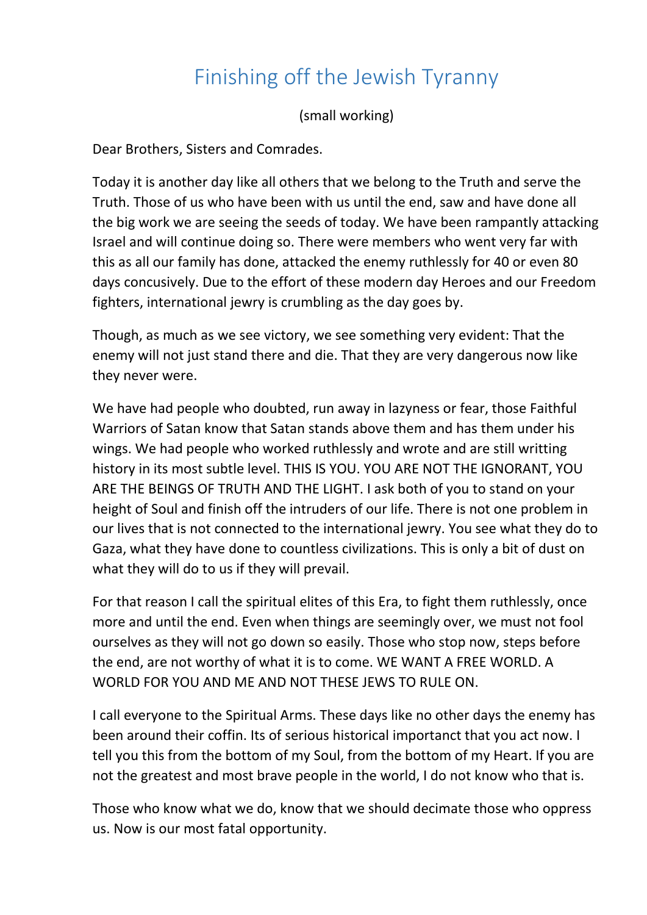# Finishing off the Jewish Tyranny

(small working)

Dear Brothers, Sisters and Comrades.

Today it is another day like all others that we belong to the Truth and serve the Truth. Those of us who have been with us until the end, saw and have done all the big work we are seeing the seeds of today. We have been rampantly attacking Israel and will continue doing so. There were members who went very far with this as all our family has done, attacked the enemy ruthlessly for 40 or even 80 days concusively. Due to the effort of these modern day Heroes and our Freedom fighters, international jewry is crumbling as the day goes by.

Though, as much as we see victory, we see something very evident: That the enemy will not just stand there and die. That they are very dangerous now like they never were.

We have had people who doubted, run away in lazyness or fear, those Faithful Warriors of Satan know that Satan stands above them and has them under his wings. We had people who worked ruthlessly and wrote and are still writting history in its most subtle level. THIS IS YOU. YOU ARE NOT THE IGNORANT, YOU ARE THE BEINGS OF TRUTH AND THE LIGHT. I ask both of you to stand on your height of Soul and finish off the intruders of our life. There is not one problem in our lives that is not connected to the international jewry. You see what they do to Gaza, what they have done to countless civilizations. This is only a bit of dust on what they will do to us if they will prevail.

For that reason I call the spiritual elites of this Era, to fight them ruthlessly, once more and until the end. Even when things are seemingly over, we must not fool ourselves as they will not go down so easily. Those who stop now, steps before the end, are not worthy of what it is to come. WE WANT A FREE WORLD. A WORLD FOR YOU AND ME AND NOT THESE JEWS TO RULE ON.

I call everyone to the Spiritual Arms. These days like no other days the enemy has been around their coffin. Its of serious historical importanct that you act now. I tell you this from the bottom of my Soul, from the bottom of my Heart. If you are not the greatest and most brave people in the world, I do not know who that is.

Those who know what we do, know that we should decimate those who oppress us. Now is our most fatal opportunity.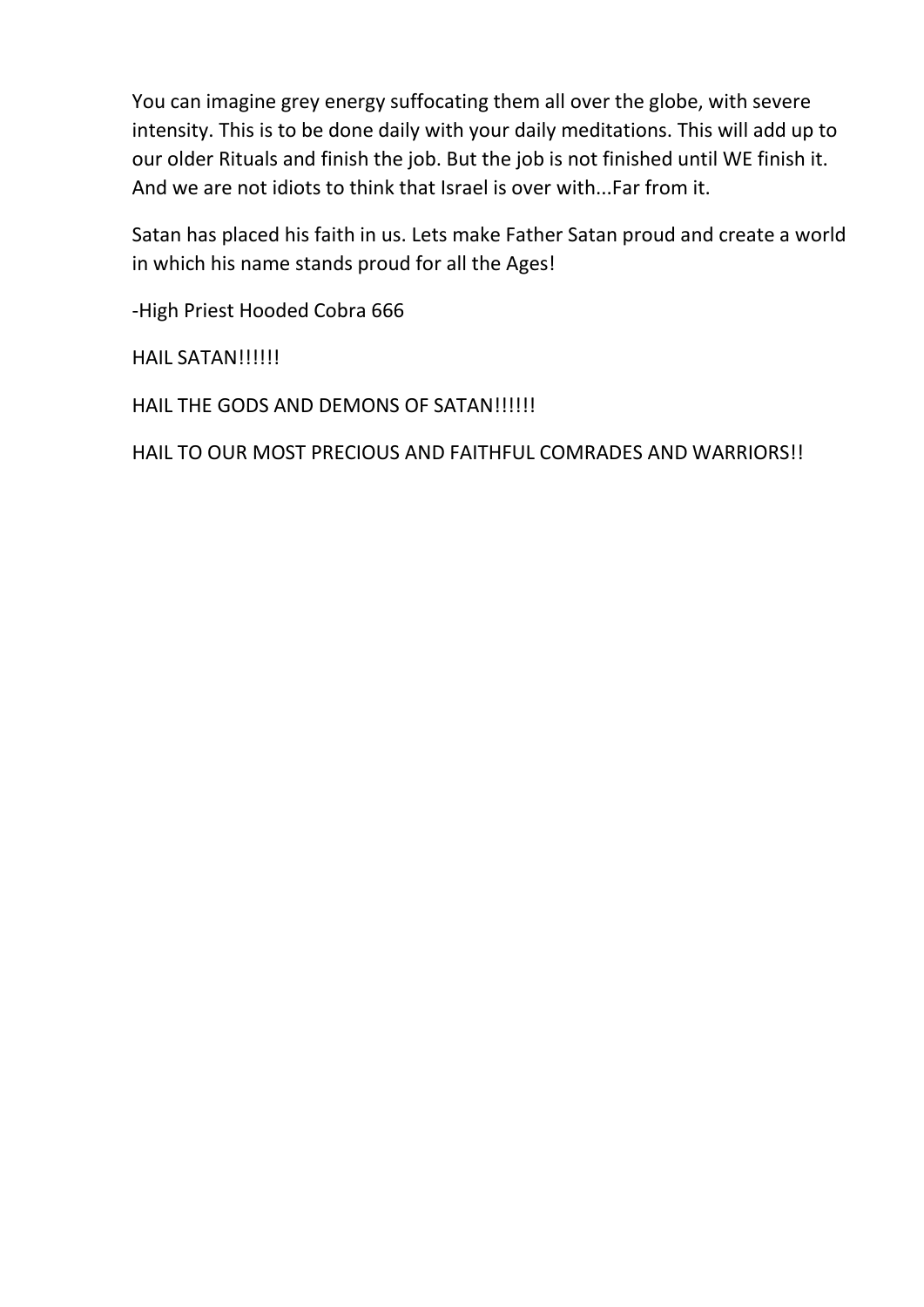You can imagine grey energy suffocating them all over the globe, with severe intensity. This is to be done daily with your daily meditations. This will add up to our older Rituals and finish the job. But the job is not finished until WE finish it. And we are not idiots to think that Israel is over with...Far from it.

Satan has placed his faith in us. Lets make Father Satan proud and create a world in which his name stands proud for all the Ages!

-High Priest Hooded Cobra 666

HAIL SATAN!!!!!!

HAIL THE GODS AND DEMONS OF SATAN!!!!!!

HAIL TO OUR MOST PRECIOUS AND FAITHFUL COMRADES AND WARRIORS!!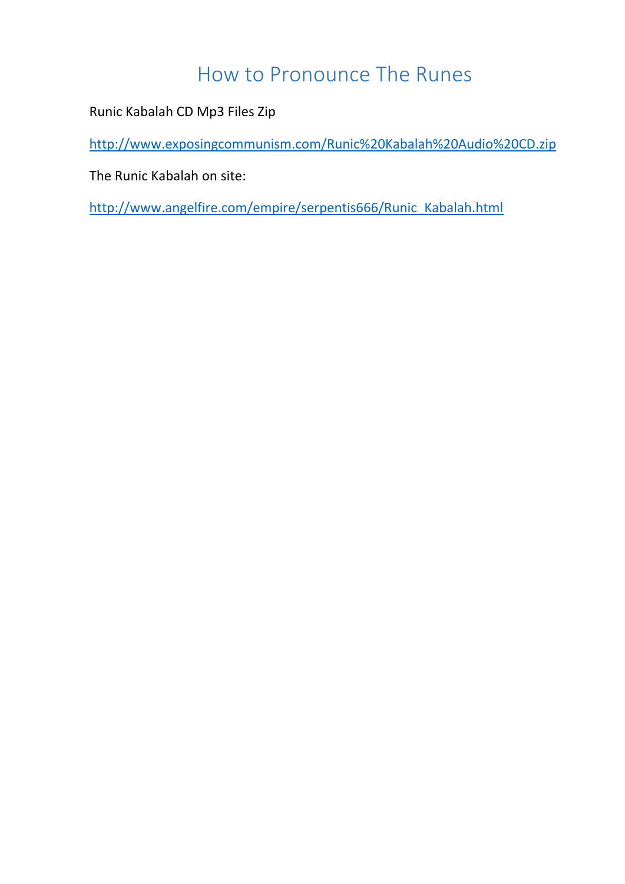# How to Pronounce The Runes

Runic Kabalah CD Mp3 Files Zip

http://www.exposingcommunism.com/Runic%20Kabalah%20Audio%20CD.zip

The Runic Kabalah on site:

http://www.angelfire.com/empire/serpentis666/Runic_Kabalah.html